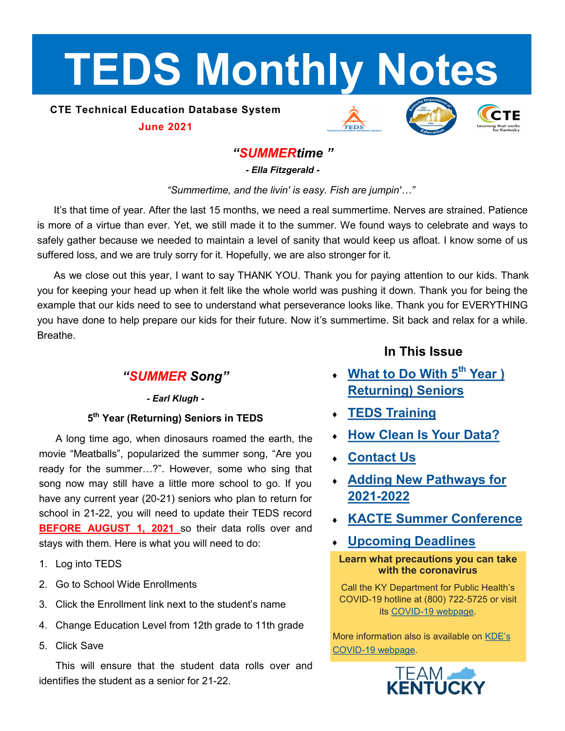# TEDS Monthly Notes

**CTE Technical Education Database System**

**June 2021**

## *"SUMMERtime "*

***- Ella Fitzgerald -***

*"Summertime, and the livin' is easy. Fish are jumpin'…"*

It's that time of year. After the last 15 months, we need a real summertime. Nerves are strained. Patience is more of a virtue than ever. Yet, we still made it to the summer. We found ways to celebrate and ways to safely gather because we needed to maintain a level of sanity that would keep us afloat. I know some of us suffered loss, and we are truly sorry for it. Hopefully, we are also stronger for it.

As we close out this year, I want to say THANK YOU. Thank you for paying attention to our kids. Thank you for keeping your head up when it felt like the whole world was pushing it down. Thank you for being the example that our kids need to see to understand what perseverance looks like. Thank you for EVERYTHING you have done to help prepare our kids for their future. Now it's summertime. Sit back and relax for a while. Breathe.

## *"SUMMER Song"*

***- Earl Klugh -***

### 5th Year (Returning) Seniors in TEDS

A long time ago, when dinosaurs roamed the earth, the movie "Meatballs", popularized the summer song, "Are you ready for the summer…?". However, some who sing that song now may still have a little more school to go. If you have any current year (20-21) seniors who plan to return for school in 21-22, you will need to update their TEDS record **BEFORE AUGUST 1, 2021** so their data rolls over and stays with them. Here is what you will need to do:

1. Log into TEDS
2. Go to School Wide Enrollments
3. Click the Enrollment link next to the student's name
4. Change Education Level from 12th grade to 11th grade
5. Click Save

This will ensure that the student data rolls over and identifies the student as a senior for 21-22.

## In This Issue

- What to Do With 5th Year ) Returning) Seniors
- TEDS Training
- How Clean Is Your Data?
- Contact Us
- Adding New Pathways for 2021-2022
- KACTE Summer Conference
- Upcoming Deadlines

**Learn what precautions you can take with the coronavirus**

Call the KY Department for Public Health's COVID-19 hotline at (800) 722-5725 or visit its COVID-19 webpage.

More information also is available on KDE's COVID-19 webpage.

TEAM KENTUCKY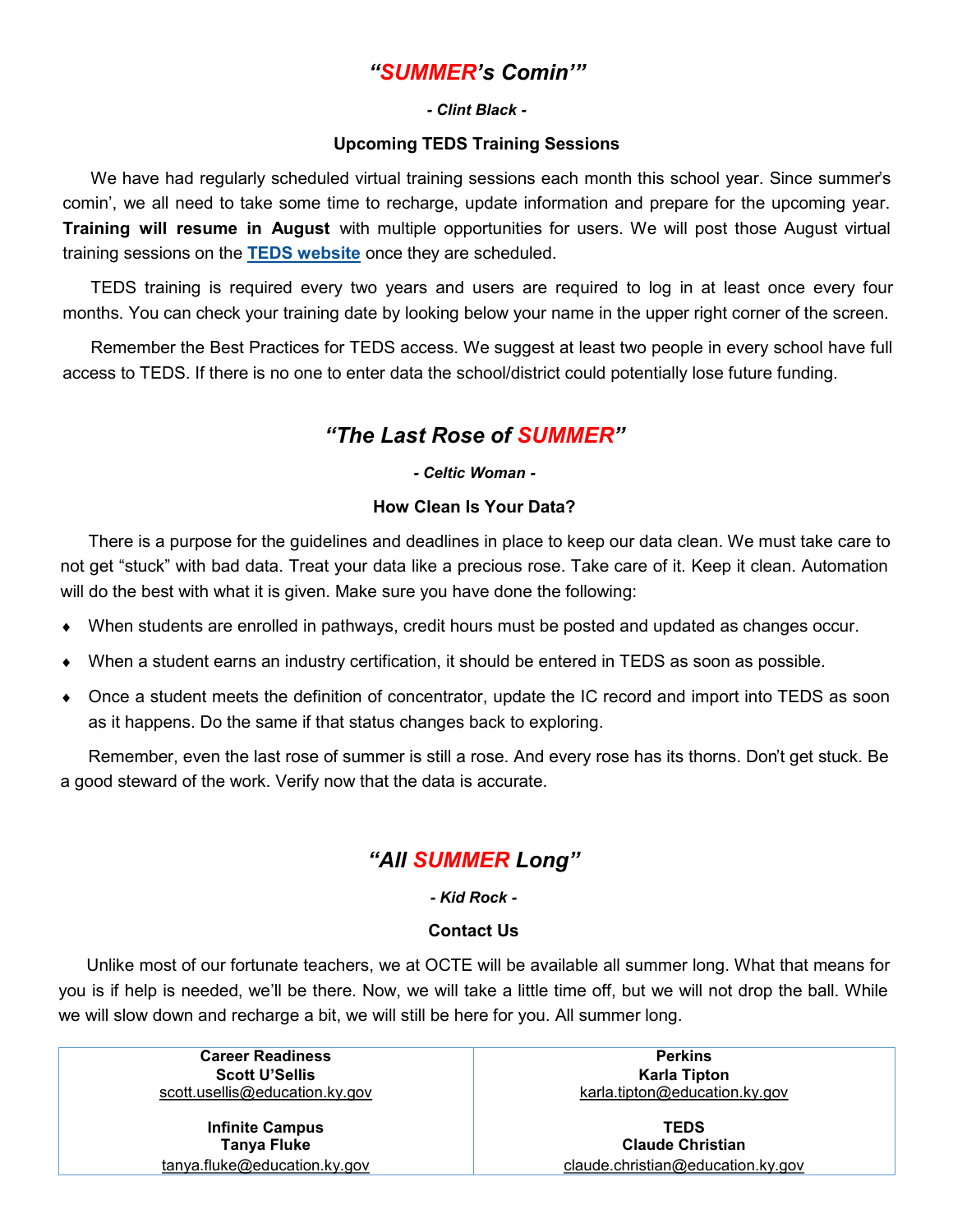## *"SUMMER's Comin'"*

***- Clint Black -***

**Upcoming TEDS Training Sessions**

We have had regularly scheduled virtual training sessions each month this school year. Since summer's comin', we all need to take some time to recharge, update information and prepare for the upcoming year. **Training will resume in August** with multiple opportunities for users. We will post those August virtual training sessions on the **TEDS website** once they are scheduled.

TEDS training is required every two years and users are required to log in at least once every four months. You can check your training date by looking below your name in the upper right corner of the screen.

Remember the Best Practices for TEDS access. We suggest at least two people in every school have full access to TEDS. If there is no one to enter data the school/district could potentially lose future funding.

## *"The Last Rose of SUMMER"*

***- Celtic Woman -***

**How Clean Is Your Data?**

There is a purpose for the guidelines and deadlines in place to keep our data clean. We must take care to not get "stuck" with bad data. Treat your data like a precious rose. Take care of it. Keep it clean. Automation will do the best with what it is given. Make sure you have done the following:

- When students are enrolled in pathways, credit hours must be posted and updated as changes occur.
- When a student earns an industry certification, it should be entered in TEDS as soon as possible.
- Once a student meets the definition of concentrator, update the IC record and import into TEDS as soon as it happens. Do the same if that status changes back to exploring.

Remember, even the last rose of summer is still a rose. And every rose has its thorns. Don't get stuck. Be a good steward of the work. Verify now that the data is accurate.

## *"All SUMMER Long"*

***- Kid Rock -***

**Contact Us**

Unlike most of our fortunate teachers, we at OCTE will be available all summer long. What that means for you is if help is needed, we'll be there. Now, we will take a little time off, but we will not drop the ball. While we will slow down and recharge a bit, we will still be here for you. All summer long.

| **Career Readiness**<br>**Scott U'Sellis**<br>scott.usellis@education.ky.gov | **Perkins**<br>**Karla Tipton**<br>karla.tipton@education.ky.gov |
|---|---|
| **Infinite Campus**<br>**Tanya Fluke**<br>tanya.fluke@education.ky.gov | **TEDS**<br>**Claude Christian**<br>claude.christian@education.ky.gov |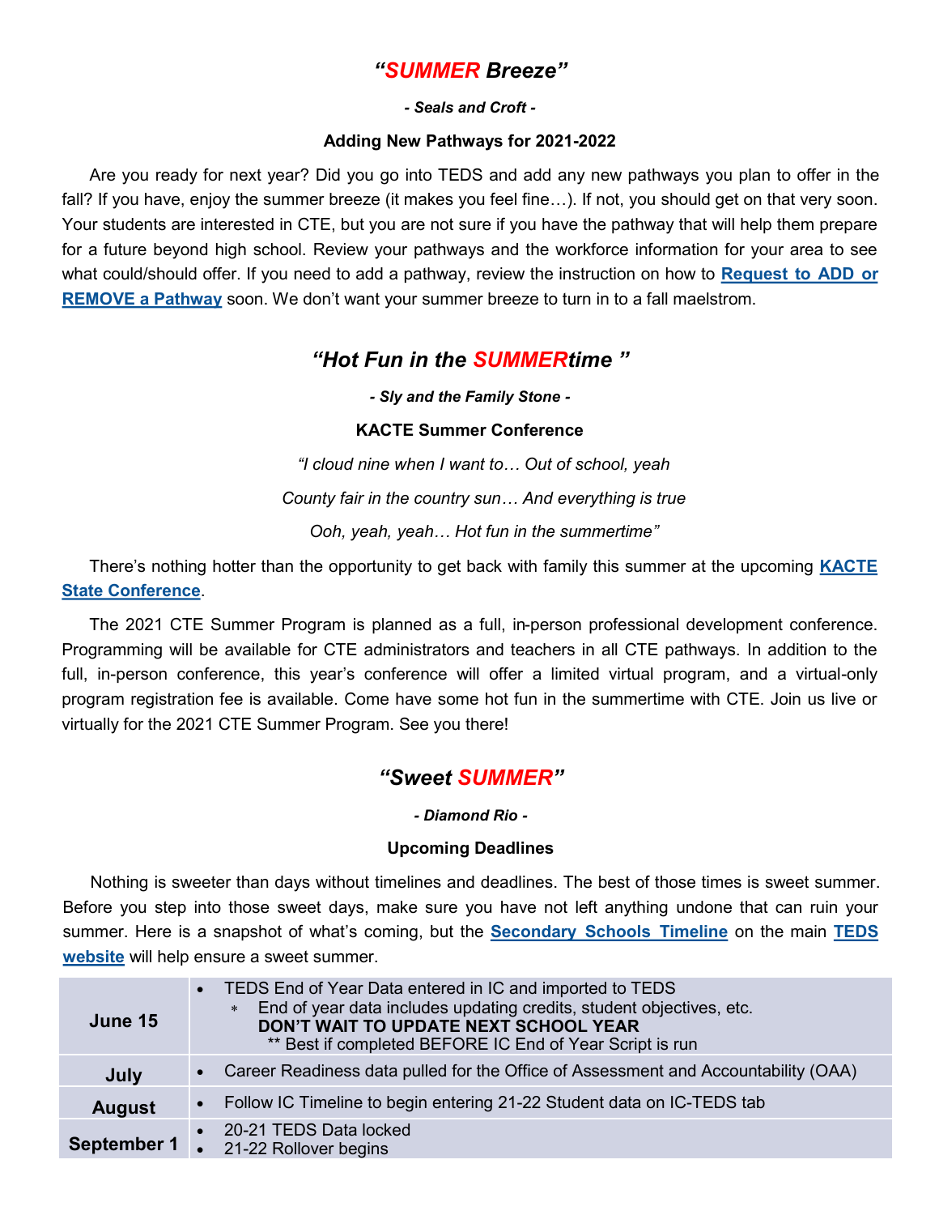## *“SUMMER Breeze”*

***- Seals and Croft -***

**Adding New Pathways for 2021-2022**

Are you ready for next year? Did you go into TEDS and add any new pathways you plan to offer in the fall? If you have, enjoy the summer breeze (it makes you feel fine…). If not, you should get on that very soon. Your students are interested in CTE, but you are not sure if you have the pathway that will help them prepare for a future beyond high school. Review your pathways and the workforce information for your area to see what could/should offer. If you need to add a pathway, review the instruction on how to **Request to ADD or REMOVE a Pathway** soon. We don’t want your summer breeze to turn in to a fall maelstrom.

## *“Hot Fun in the SUMMERtime ”*

***- Sly and the Family Stone -***

**KACTE Summer Conference**

*“I cloud nine when I want to… Out of school, yeah*

*County fair in the country sun… And everything is true*

*Ooh, yeah, yeah… Hot fun in the summertime”*

There’s nothing hotter than the opportunity to get back with family this summer at the upcoming **KACTE State Conference**.

The 2021 CTE Summer Program is planned as a full, in-person professional development conference. Programming will be available for CTE administrators and teachers in all CTE pathways. In addition to the full, in-person conference, this year’s conference will offer a limited virtual program, and a virtual-only program registration fee is available. Come have some hot fun in the summertime with CTE. Join us live or virtually for the 2021 CTE Summer Program. See you there!

## *“Sweet SUMMER”*

***- Diamond Rio -***

**Upcoming Deadlines**

Nothing is sweeter than days without timelines and deadlines. The best of those times is sweet summer. Before you step into those sweet days, make sure you have not left anything undone that can ruin your summer. Here is a snapshot of what’s coming, but the **Secondary Schools Timeline** on the main **TEDS website** will help ensure a sweet summer.

| | |
|---|---|
| **June 15** | • TEDS End of Year Data entered in IC and imported to TEDS<br>* End of year data includes updating credits, student objectives, etc.<br>**DON’T WAIT TO UPDATE NEXT SCHOOL YEAR**<br>** Best if completed BEFORE IC End of Year Script is run |
| **July** | • Career Readiness data pulled for the Office of Assessment and Accountability (OAA) |
| **August** | • Follow IC Timeline to begin entering 21-22 Student data on IC-TEDS tab |
| **September 1** | • 20-21 TEDS Data locked<br>• 21-22 Rollover begins |